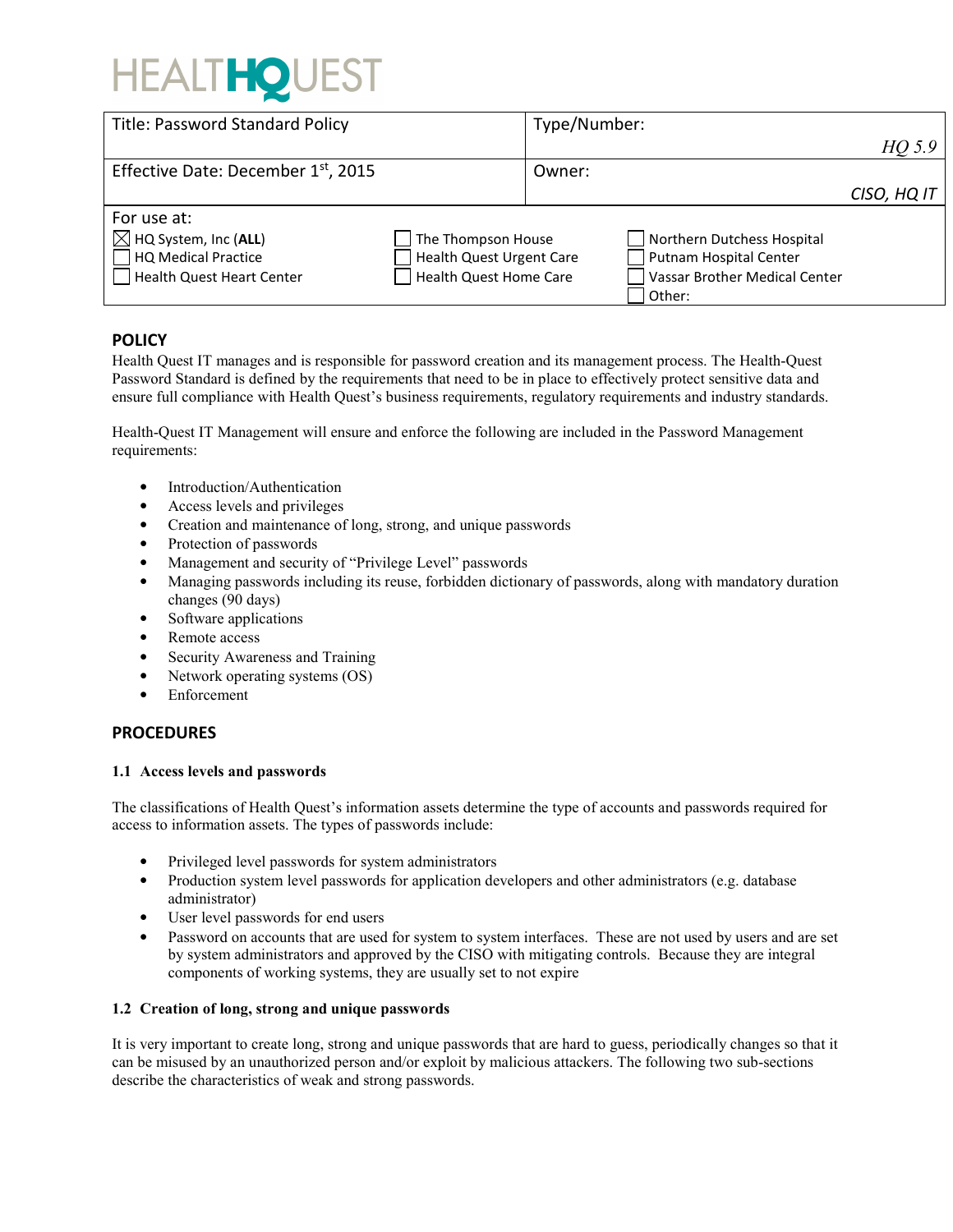HEALTHQUEST

| Title: Password Standard Policy | Type/Number: *HQ 5.9* |
| --- | --- |
| Effective Date: December 1st, 2015 | Owner: *CISO, HQ IT* |

For use at:

| | | |
| --- | --- | --- |
| ☒ HQ System, Inc (**ALL**) | ☐ The Thompson House | ☐ Northern Dutchess Hospital |
| ☐ HQ Medical Practice | ☐ Health Quest Urgent Care | ☐ Putnam Hospital Center |
| ☐ Health Quest Heart Center | ☐ Health Quest Home Care | ☐ Vassar Brother Medical Center |
| | | ☐ Other: |

## POLICY

Health Quest IT manages and is responsible for password creation and its management process. The Health-Quest Password Standard is defined by the requirements that need to be in place to effectively protect sensitive data and ensure full compliance with Health Quest's business requirements, regulatory requirements and industry standards.

Health-Quest IT Management will ensure and enforce the following are included in the Password Management requirements:

- Introduction/Authentication
- Access levels and privileges
- Creation and maintenance of long, strong, and unique passwords
- Protection of passwords
- Management and security of "Privilege Level" passwords
- Managing passwords including its reuse, forbidden dictionary of passwords, along with mandatory duration changes (90 days)
- Software applications
- Remote access
- Security Awareness and Training
- Network operating systems (OS)
- Enforcement

## PROCEDURES

### 1.1 Access levels and passwords

The classifications of Health Quest's information assets determine the type of accounts and passwords required for access to information assets. The types of passwords include:

- Privileged level passwords for system administrators
- Production system level passwords for application developers and other administrators (e.g. database administrator)
- User level passwords for end users
- Password on accounts that are used for system to system interfaces. These are not used by users and are set by system administrators and approved by the CISO with mitigating controls. Because they are integral components of working systems, they are usually set to not expire

### 1.2 Creation of long, strong and unique passwords

It is very important to create long, strong and unique passwords that are hard to guess, periodically changes so that it can be misused by an unauthorized person and/or exploit by malicious attackers. The following two sub-sections describe the characteristics of weak and strong passwords.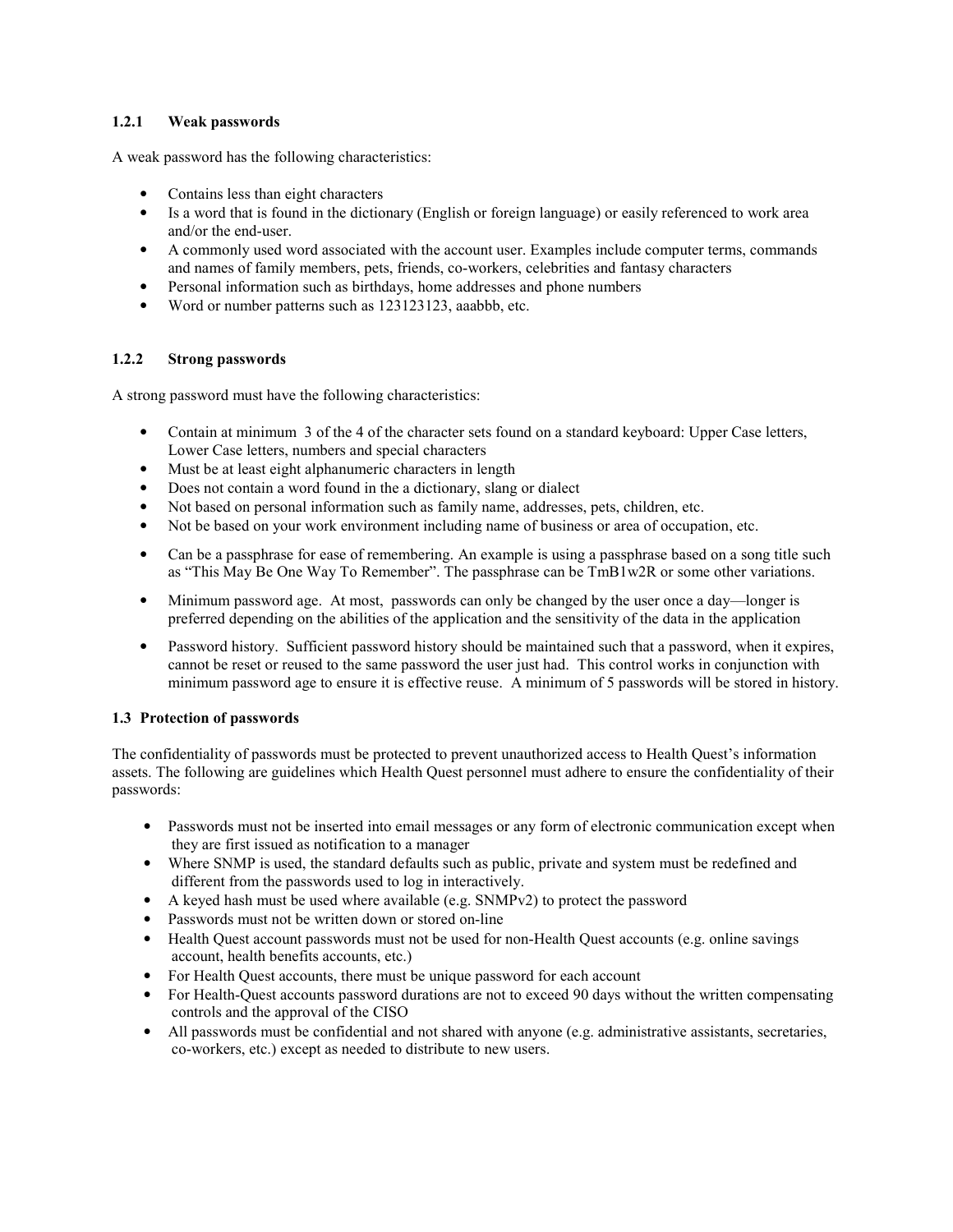### 1.2.1 Weak passwords

A weak password has the following characteristics:

- Contains less than eight characters
- Is a word that is found in the dictionary (English or foreign language) or easily referenced to work area and/or the end-user.
- A commonly used word associated with the account user. Examples include computer terms, commands and names of family members, pets, friends, co-workers, celebrities and fantasy characters
- Personal information such as birthdays, home addresses and phone numbers
- Word or number patterns such as 123123123, aaabbb, etc.

### 1.2.2 Strong passwords

A strong password must have the following characteristics:

- Contain at minimum 3 of the 4 of the character sets found on a standard keyboard: Upper Case letters, Lower Case letters, numbers and special characters
- Must be at least eight alphanumeric characters in length
- Does not contain a word found in the a dictionary, slang or dialect
- Not based on personal information such as family name, addresses, pets, children, etc.
- Not be based on your work environment including name of business or area of occupation, etc.
- Can be a passphrase for ease of remembering. An example is using a passphrase based on a song title such as "This May Be One Way To Remember". The passphrase can be TmB1w2R or some other variations.
- Minimum password age. At most, passwords can only be changed by the user once a day—longer is preferred depending on the abilities of the application and the sensitivity of the data in the application
- Password history. Sufficient password history should be maintained such that a password, when it expires, cannot be reset or reused to the same password the user just had. This control works in conjunction with minimum password age to ensure it is effective reuse. A minimum of 5 passwords will be stored in history.

### 1.3 Protection of passwords

The confidentiality of passwords must be protected to prevent unauthorized access to Health Quest's information assets. The following are guidelines which Health Quest personnel must adhere to ensure the confidentiality of their passwords:

- Passwords must not be inserted into email messages or any form of electronic communication except when they are first issued as notification to a manager
- Where SNMP is used, the standard defaults such as public, private and system must be redefined and different from the passwords used to log in interactively.
- A keyed hash must be used where available (e.g. SNMPv2) to protect the password
- Passwords must not be written down or stored on-line
- Health Quest account passwords must not be used for non-Health Quest accounts (e.g. online savings account, health benefits accounts, etc.)
- For Health Quest accounts, there must be unique password for each account
- For Health-Quest accounts password durations are not to exceed 90 days without the written compensating controls and the approval of the CISO
- All passwords must be confidential and not shared with anyone (e.g. administrative assistants, secretaries, co-workers, etc.) except as needed to distribute to new users.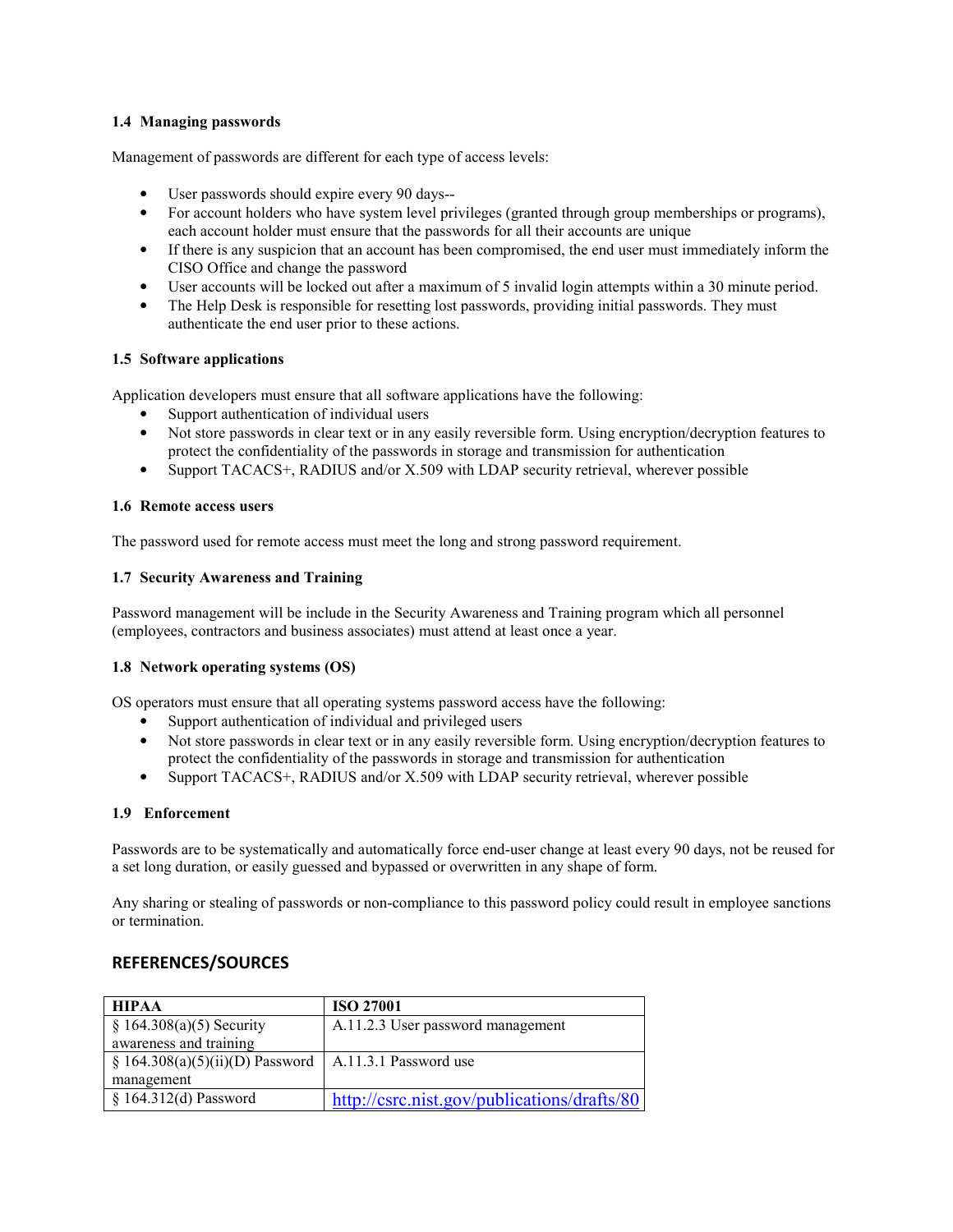### 1.4 Managing passwords

Management of passwords are different for each type of access levels:

- User passwords should expire every 90 days--
- For account holders who have system level privileges (granted through group memberships or programs), each account holder must ensure that the passwords for all their accounts are unique
- If there is any suspicion that an account has been compromised, the end user must immediately inform the CISO Office and change the password
- User accounts will be locked out after a maximum of 5 invalid login attempts within a 30 minute period.
- The Help Desk is responsible for resetting lost passwords, providing initial passwords. They must authenticate the end user prior to these actions.

### 1.5 Software applications

Application developers must ensure that all software applications have the following:

- Support authentication of individual users
- Not store passwords in clear text or in any easily reversible form. Using encryption/decryption features to protect the confidentiality of the passwords in storage and transmission for authentication
- Support TACACS+, RADIUS and/or X.509 with LDAP security retrieval, wherever possible

### 1.6 Remote access users

The password used for remote access must meet the long and strong password requirement.

### 1.7 Security Awareness and Training

Password management will be include in the Security Awareness and Training program which all personnel (employees, contractors and business associates) must attend at least once a year.

### 1.8 Network operating systems (OS)

OS operators must ensure that all operating systems password access have the following:

- Support authentication of individual and privileged users
- Not store passwords in clear text or in any easily reversible form. Using encryption/decryption features to protect the confidentiality of the passwords in storage and transmission for authentication
- Support TACACS+, RADIUS and/or X.509 with LDAP security retrieval, wherever possible

### 1.9 Enforcement

Passwords are to be systematically and automatically force end-user change at least every 90 days, not be reused for a set long duration, or easily guessed and bypassed or overwritten in any shape of form.

Any sharing or stealing of passwords or non-compliance to this password policy could result in employee sanctions or termination.

## REFERENCES/SOURCES

| HIPAA | ISO 27001 |
|---|---|
| § 164.308(a)(5) Security awareness and training | A.11.2.3 User password management |
| § 164.308(a)(5)(ii)(D) Password management | A.11.3.1 Password use |
| § 164.312(d) Password | http://csrc.nist.gov/publications/drafts/80 |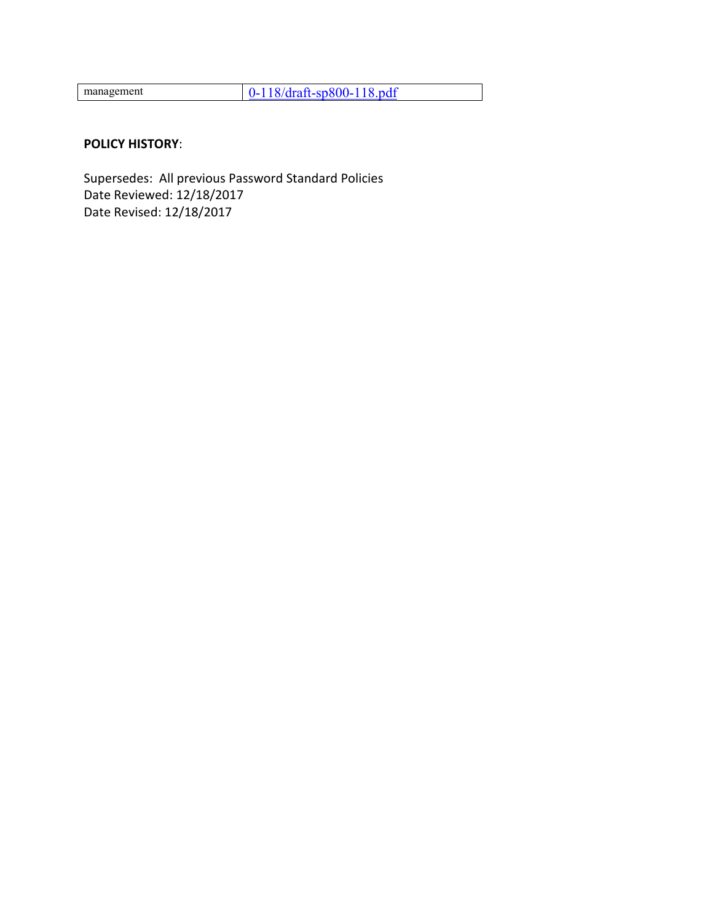| | |
|---|---|
| management | [0-118/draft-sp800-118.pdf](0-118/draft-sp800-118.pdf) |

**POLICY HISTORY**:

Supersedes: All previous Password Standard Policies
Date Reviewed: 12/18/2017
Date Revised: 12/18/2017